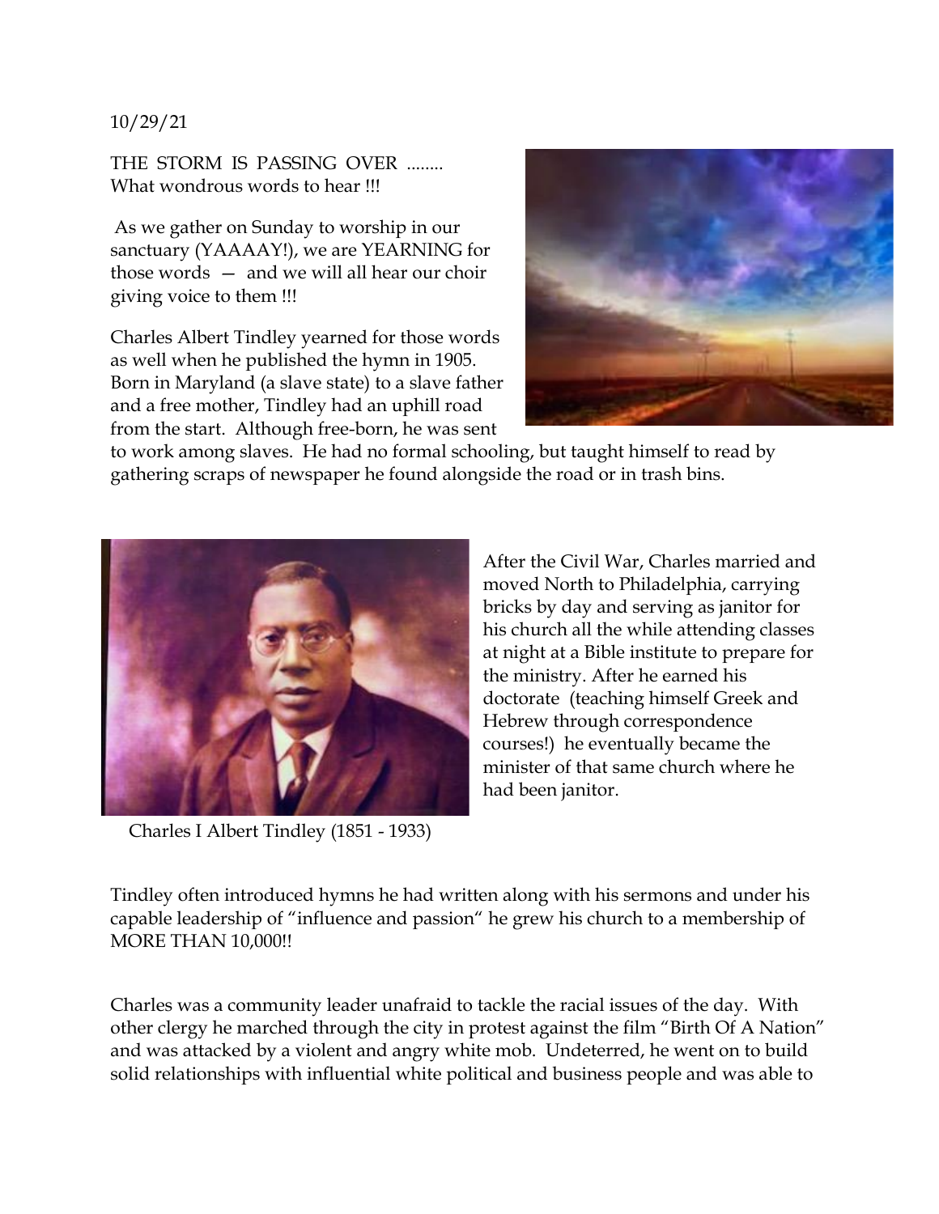10/29/21

THE STORM IS PASSING OVER ........
What wondrous words to hear !!!

As we gather on Sunday to worship in our sanctuary (YAAAAY!), we are YEARNING for those words — and we will all hear our choir giving voice to them !!!

Charles Albert Tindley yearned for those words as well when he published the hymn in 1905. Born in Maryland (a slave state) to a slave father and a free mother, Tindley had an uphill road from the start. Although free-born, he was sent to work among slaves. He had no formal schooling, but taught himself to read by gathering scraps of newspaper he found alongside the road or in trash bins.

Charles I Albert Tindley (1851 - 1933)

After the Civil War, Charles married and moved North to Philadelphia, carrying bricks by day and serving as janitor for his church all the while attending classes at night at a Bible institute to prepare for the ministry. After he earned his doctorate (teaching himself Greek and Hebrew through correspondence courses!) he eventually became the minister of that same church where he had been janitor.

Tindley often introduced hymns he had written along with his sermons and under his capable leadership of "influence and passion" he grew his church to a membership of MORE THAN 10,000!!

Charles was a community leader unafraid to tackle the racial issues of the day. With other clergy he marched through the city in protest against the film "Birth Of A Nation" and was attacked by a violent and angry white mob. Undeterred, he went on to build solid relationships with influential white political and business people and was able to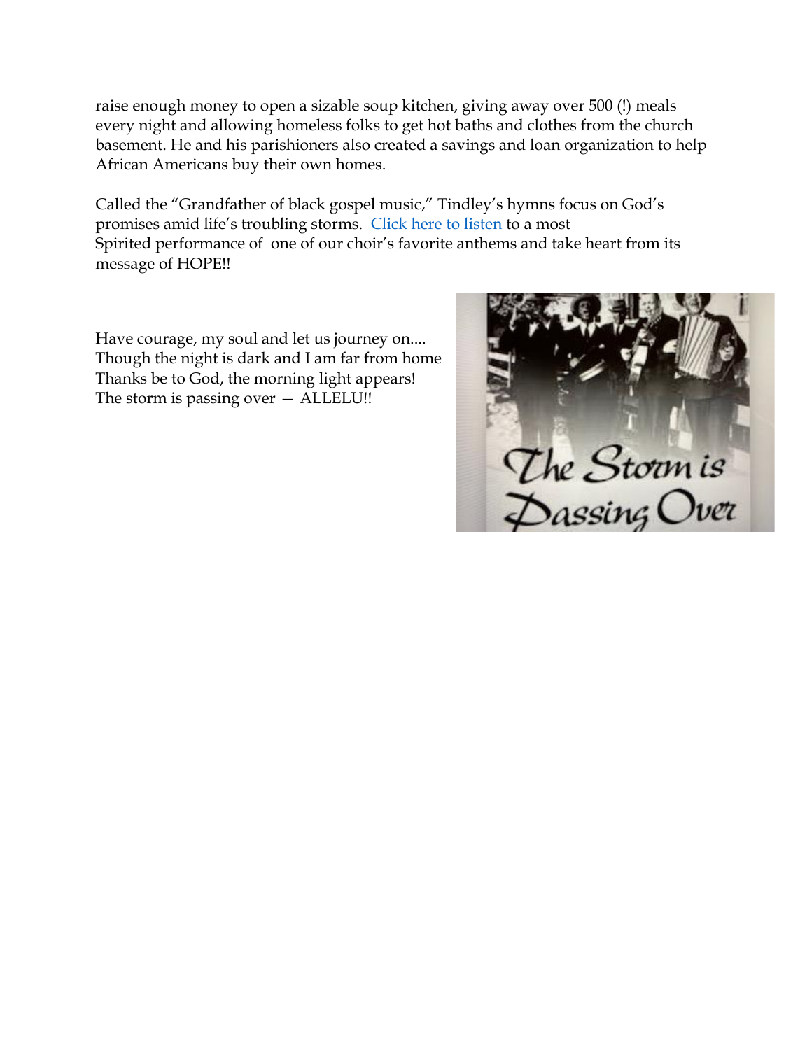raise enough money to open a sizable soup kitchen, giving away over 500 (!) meals every night and allowing homeless folks to get hot baths and clothes from the church basement. He and his parishioners also created a savings and loan organization to help African Americans buy their own homes.

Called the "Grandfather of black gospel music," Tindley's hymns focus on God's promises amid life's troubling storms. Click here to listen to a most Spirited performance of one of our choir's favorite anthems and take heart from its message of HOPE!!

Have courage, my soul and let us journey on....
Though the night is dark and I am far from home
Thanks be to God, the morning light appears!
The storm is passing over — ALLELU!!